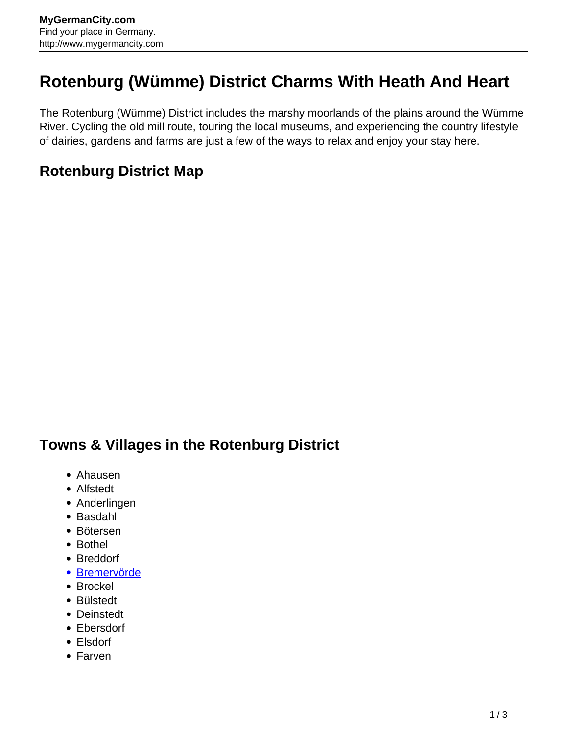# Rotenburg (Wümme) District Charms With Heath And Heart

The Rotenburg (Wümme) District includes the marshy moorlands of the plains around the Wümme River. Cycling the old mill route, touring the local museums, and experiencing the country lifestyle of dairies, gardens and farms are just a few of the ways to relax and enjoy your stay here.

## Rotenburg District Map

## Towns & Villages in the Rotenburg District

- Ahausen
- Alfstedt
- Anderlingen
- Basdahl
- Bötersen
- Bothel
- Breddorf
- Bremervörde
- Brockel
- Bülstedt
- Deinstedt
- Ebersdorf
- Elsdorf
- Farven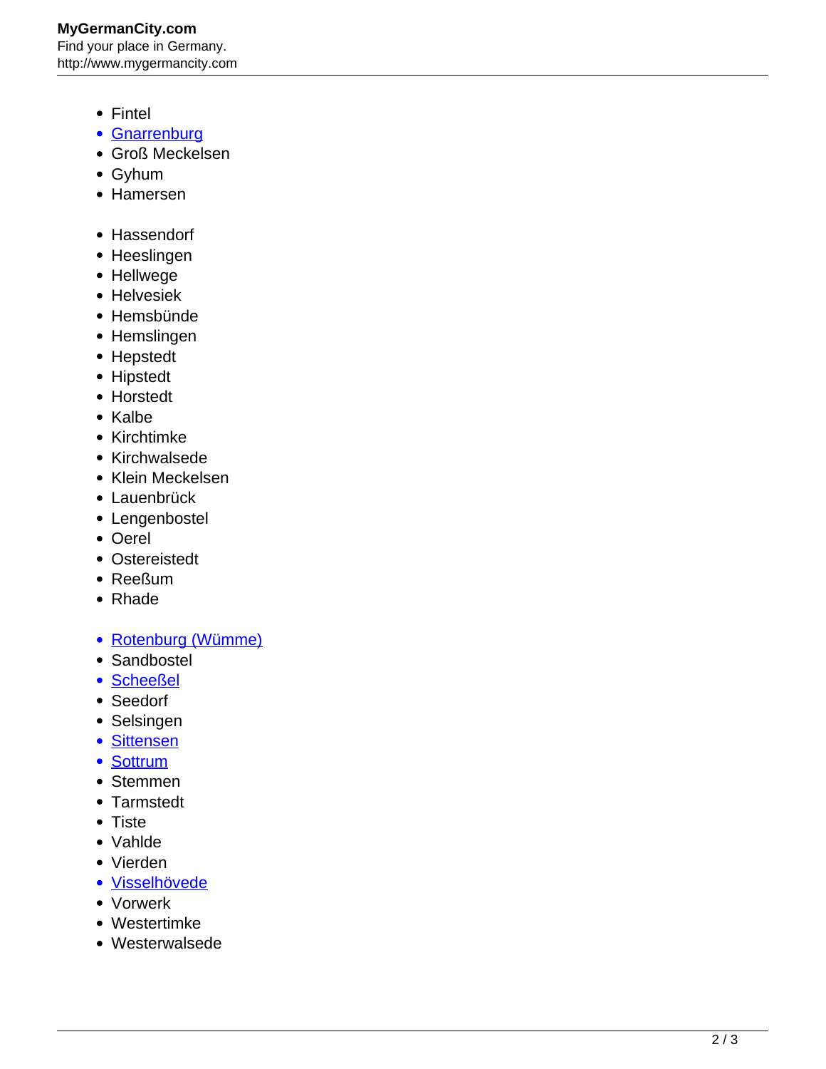- Fintel
- Gnarrenburg
- Groß Meckelsen
- Gyhum
- Hamersen
- Hassendorf
- Heeslingen
- Hellwege
- Helvesiek
- Hemsbünde
- Hemslingen
- Hepstedt
- Hipstedt
- Horstedt
- Kalbe
- Kirchtimke
- Kirchwalsede
- Klein Meckelsen
- Lauenbrück
- Lengenbostel
- Oerel
- Ostereistedt
- Reeßum
- Rhade
- Rotenburg (Wümme)
- Sandbostel
- Scheeßel
- Seedorf
- Selsingen
- Sittensen
- Sottrum
- Stemmen
- Tarmstedt
- Tiste
- Vahlde
- Vierden
- Visselhövede
- Vorwerk
- Westertimke
- Westerwalsede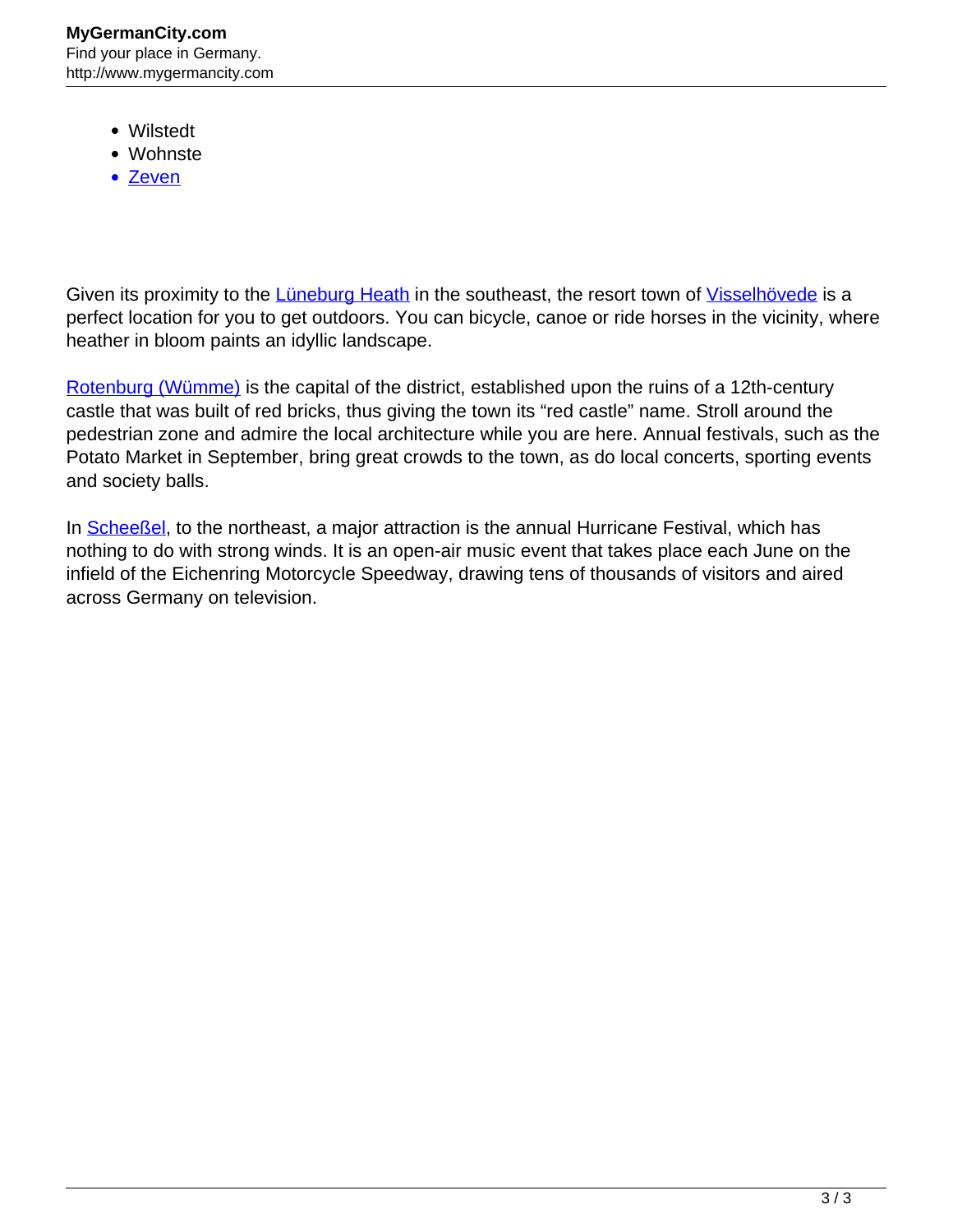- Wilstedt
- Wohnste
- Zeven

Given its proximity to the Lüneburg Heath in the southeast, the resort town of Visselhövede is a perfect location for you to get outdoors. You can bicycle, canoe or ride horses in the vicinity, where heather in bloom paints an idyllic landscape.

Rotenburg (Wümme) is the capital of the district, established upon the ruins of a 12th-century castle that was built of red bricks, thus giving the town its “red castle” name. Stroll around the pedestrian zone and admire the local architecture while you are here. Annual festivals, such as the Potato Market in September, bring great crowds to the town, as do local concerts, sporting events and society balls.

In Scheeßel, to the northeast, a major attraction is the annual Hurricane Festival, which has nothing to do with strong winds. It is an open-air music event that takes place each June on the infield of the Eichenring Motorcycle Speedway, drawing tens of thousands of visitors and aired across Germany on television.